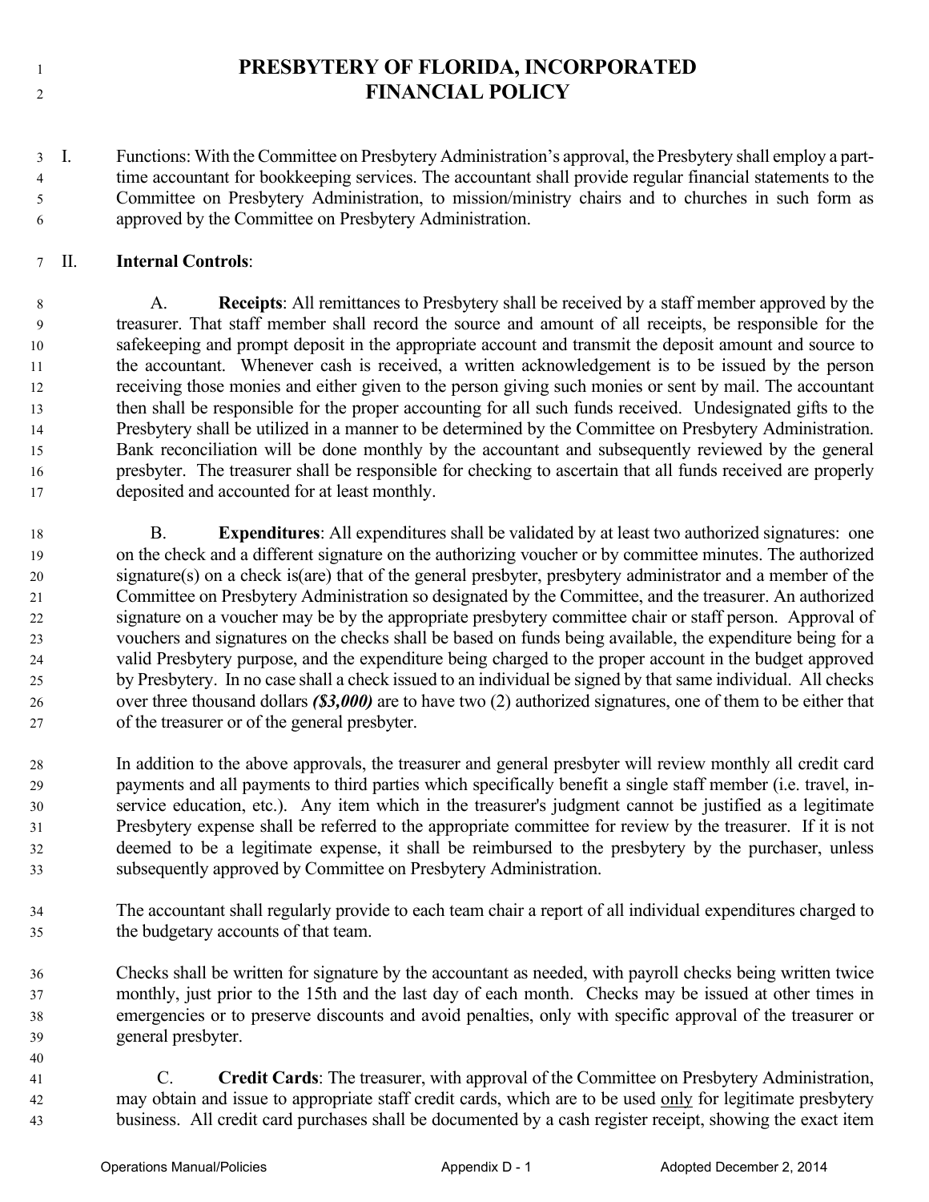# PRESBYTERY OF FLORIDA, INCORPORATED
# FINANCIAL POLICY

I. Functions: With the Committee on Presbytery Administration's approval, the Presbytery shall employ a part-time accountant for bookkeeping services. The accountant shall provide regular financial statements to the Committee on Presbytery Administration, to mission/ministry chairs and to churches in such form as approved by the Committee on Presbytery Administration.

II. **Internal Controls**:

A. **Receipts**: All remittances to Presbytery shall be received by a staff member approved by the treasurer. That staff member shall record the source and amount of all receipts, be responsible for the safekeeping and prompt deposit in the appropriate account and transmit the deposit amount and source to the accountant. Whenever cash is received, a written acknowledgement is to be issued by the person receiving those monies and either given to the person giving such monies or sent by mail. The accountant then shall be responsible for the proper accounting for all such funds received. Undesignated gifts to the Presbytery shall be utilized in a manner to be determined by the Committee on Presbytery Administration. Bank reconciliation will be done monthly by the accountant and subsequently reviewed by the general presbyter. The treasurer shall be responsible for checking to ascertain that all funds received are properly deposited and accounted for at least monthly.

B. **Expenditures**: All expenditures shall be validated by at least two authorized signatures: one on the check and a different signature on the authorizing voucher or by committee minutes. The authorized signature(s) on a check is(are) that of the general presbyter, presbytery administrator and a member of the Committee on Presbytery Administration so designated by the Committee, and the treasurer. An authorized signature on a voucher may be by the appropriate presbytery committee chair or staff person. Approval of vouchers and signatures on the checks shall be based on funds being available, the expenditure being for a valid Presbytery purpose, and the expenditure being charged to the proper account in the budget approved by Presbytery. In no case shall a check issued to an individual be signed by that same individual. All checks over three thousand dollars ***($3,000)*** are to have two (2) authorized signatures, one of them to be either that of the treasurer or of the general presbyter.

In addition to the above approvals, the treasurer and general presbyter will review monthly all credit card payments and all payments to third parties which specifically benefit a single staff member (i.e. travel, in-service education, etc.). Any item which in the treasurer's judgment cannot be justified as a legitimate Presbytery expense shall be referred to the appropriate committee for review by the treasurer. If it is not deemed to be a legitimate expense, it shall be reimbursed to the presbytery by the purchaser, unless subsequently approved by Committee on Presbytery Administration.

The accountant shall regularly provide to each team chair a report of all individual expenditures charged to the budgetary accounts of that team.

Checks shall be written for signature by the accountant as needed, with payroll checks being written twice monthly, just prior to the 15th and the last day of each month. Checks may be issued at other times in emergencies or to preserve discounts and avoid penalties, only with specific approval of the treasurer or general presbyter.

C. **Credit Cards**: The treasurer, with approval of the Committee on Presbytery Administration, may obtain and issue to appropriate staff credit cards, which are to be used <u>only</u> for legitimate presbytery business. All credit card purchases shall be documented by a cash register receipt, showing the exact item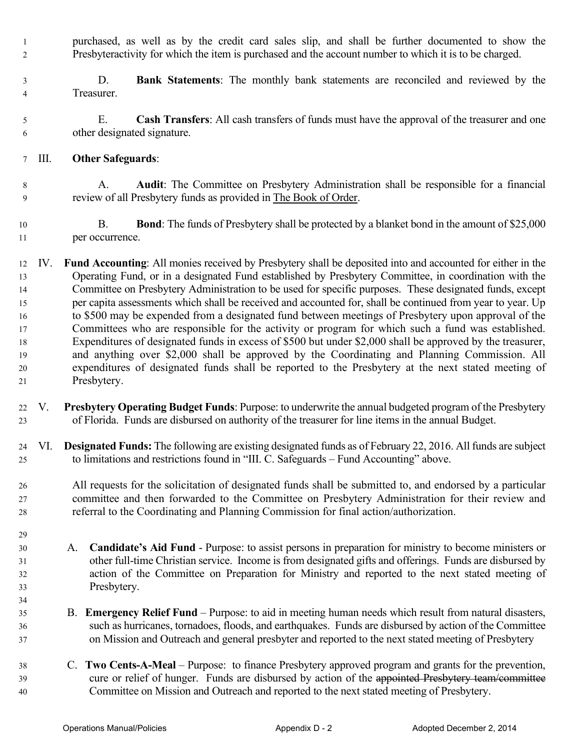purchased, as well as by the credit card sales slip, and shall be further documented to show the Presbyteractivity for which the item is purchased and the account number to which it is to be charged.

D. **Bank Statements**: The monthly bank statements are reconciled and reviewed by the Treasurer.

E. **Cash Transfers**: All cash transfers of funds must have the approval of the treasurer and one other designated signature.

III. **Other Safeguards**:

A. **Audit**: The Committee on Presbytery Administration shall be responsible for a financial review of all Presbytery funds as provided in The Book of Order.

B. **Bond**: The funds of Presbytery shall be protected by a blanket bond in the amount of $25,000 per occurrence.

IV. **Fund Accounting**: All monies received by Presbytery shall be deposited into and accounted for either in the Operating Fund, or in a designated Fund established by Presbytery Committee, in coordination with the Committee on Presbytery Administration to be used for specific purposes. These designated funds, except per capita assessments which shall be received and accounted for, shall be continued from year to year. Up to $500 may be expended from a designated fund between meetings of Presbytery upon approval of the Committees who are responsible for the activity or program for which such a fund was established. Expenditures of designated funds in excess of $500 but under $2,000 shall be approved by the treasurer, and anything over $2,000 shall be approved by the Coordinating and Planning Commission. All expenditures of designated funds shall be reported to the Presbytery at the next stated meeting of Presbytery.

V. **Presbytery Operating Budget Funds**: Purpose: to underwrite the annual budgeted program of the Presbytery of Florida. Funds are disbursed on authority of the treasurer for line items in the annual Budget.

VI. **Designated Funds:** The following are existing designated funds as of February 22, 2016. All funds are subject to limitations and restrictions found in "III. C. Safeguards – Fund Accounting" above.

All requests for the solicitation of designated funds shall be submitted to, and endorsed by a particular committee and then forwarded to the Committee on Presbytery Administration for their review and referral to the Coordinating and Planning Commission for final action/authorization.

A. **Candidate's Aid Fund** - Purpose: to assist persons in preparation for ministry to become ministers or other full-time Christian service. Income is from designated gifts and offerings. Funds are disbursed by action of the Committee on Preparation for Ministry and reported to the next stated meeting of Presbytery.

B. **Emergency Relief Fund** – Purpose: to aid in meeting human needs which result from natural disasters, such as hurricanes, tornadoes, floods, and earthquakes. Funds are disbursed by action of the Committee on Mission and Outreach and general presbyter and reported to the next stated meeting of Presbytery

C. **Two Cents-A-Meal** – Purpose: to finance Presbytery approved program and grants for the prevention, cure or relief of hunger. Funds are disbursed by action of the ~~appointed Presbytery team/committee~~ Committee on Mission and Outreach and reported to the next stated meeting of Presbytery.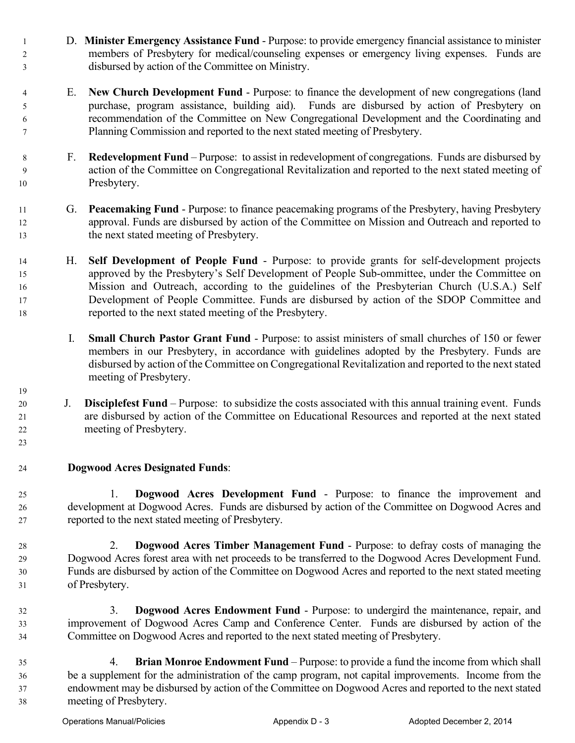D. **Minister Emergency Assistance Fund** - Purpose: to provide emergency financial assistance to minister members of Presbytery for medical/counseling expenses or emergency living expenses. Funds are disbursed by action of the Committee on Ministry.

E. **New Church Development Fund** - Purpose: to finance the development of new congregations (land purchase, program assistance, building aid). Funds are disbursed by action of Presbytery on recommendation of the Committee on New Congregational Development and the Coordinating and Planning Commission and reported to the next stated meeting of Presbytery.

F. **Redevelopment Fund** – Purpose: to assist in redevelopment of congregations. Funds are disbursed by action of the Committee on Congregational Revitalization and reported to the next stated meeting of Presbytery.

G. **Peacemaking Fund** - Purpose: to finance peacemaking programs of the Presbytery, having Presbytery approval. Funds are disbursed by action of the Committee on Mission and Outreach and reported to the next stated meeting of Presbytery.

H. **Self Development of People Fund** - Purpose: to provide grants for self-development projects approved by the Presbytery's Self Development of People Sub-ommittee, under the Committee on Mission and Outreach, according to the guidelines of the Presbyterian Church (U.S.A.) Self Development of People Committee. Funds are disbursed by action of the SDOP Committee and reported to the next stated meeting of the Presbytery.

I. **Small Church Pastor Grant Fund** - Purpose: to assist ministers of small churches of 150 or fewer members in our Presbytery, in accordance with guidelines adopted by the Presbytery. Funds are disbursed by action of the Committee on Congregational Revitalization and reported to the next stated meeting of Presbytery.

J. **Disciplefest Fund** – Purpose: to subsidize the costs associated with this annual training event. Funds are disbursed by action of the Committee on Educational Resources and reported at the next stated meeting of Presbytery.

**Dogwood Acres Designated Funds**:

1. **Dogwood Acres Development Fund** - Purpose: to finance the improvement and development at Dogwood Acres. Funds are disbursed by action of the Committee on Dogwood Acres and reported to the next stated meeting of Presbytery.

2. **Dogwood Acres Timber Management Fund** - Purpose: to defray costs of managing the Dogwood Acres forest area with net proceeds to be transferred to the Dogwood Acres Development Fund. Funds are disbursed by action of the Committee on Dogwood Acres and reported to the next stated meeting of Presbytery.

3. **Dogwood Acres Endowment Fund** - Purpose: to undergird the maintenance, repair, and improvement of Dogwood Acres Camp and Conference Center. Funds are disbursed by action of the Committee on Dogwood Acres and reported to the next stated meeting of Presbytery.

4. **Brian Monroe Endowment Fund** – Purpose: to provide a fund the income from which shall be a supplement for the administration of the camp program, not capital improvements. Income from the endowment may be disbursed by action of the Committee on Dogwood Acres and reported to the next stated meeting of Presbytery.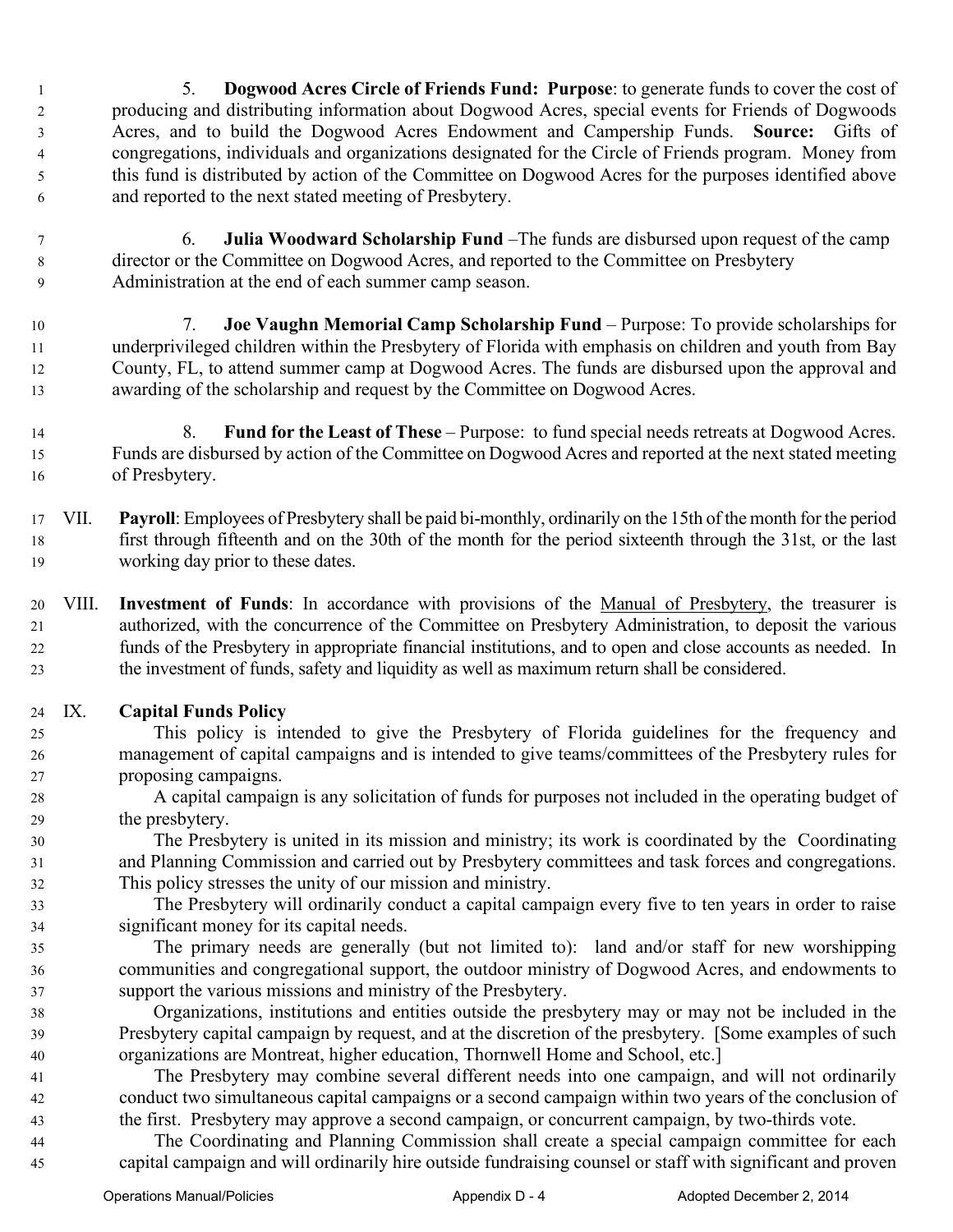5. **Dogwood Acres Circle of Friends Fund: Purpose**: to generate funds to cover the cost of producing and distributing information about Dogwood Acres, special events for Friends of Dogwoods Acres, and to build the Dogwood Acres Endowment and Campership Funds. **Source:** Gifts of congregations, individuals and organizations designated for the Circle of Friends program. Money from this fund is distributed by action of the Committee on Dogwood Acres for the purposes identified above and reported to the next stated meeting of Presbytery.

6. **Julia Woodward Scholarship Fund** –The funds are disbursed upon request of the camp director or the Committee on Dogwood Acres, and reported to the Committee on Presbytery Administration at the end of each summer camp season.

7. **Joe Vaughn Memorial Camp Scholarship Fund** – Purpose: To provide scholarships for underprivileged children within the Presbytery of Florida with emphasis on children and youth from Bay County, FL, to attend summer camp at Dogwood Acres. The funds are disbursed upon the approval and awarding of the scholarship and request by the Committee on Dogwood Acres.

8. **Fund for the Least of These** – Purpose: to fund special needs retreats at Dogwood Acres. Funds are disbursed by action of the Committee on Dogwood Acres and reported at the next stated meeting of Presbytery.

VII. **Payroll**: Employees of Presbytery shall be paid bi-monthly, ordinarily on the 15th of the month for the period first through fifteenth and on the 30th of the month for the period sixteenth through the 31st, or the last working day prior to these dates.

VIII. **Investment of Funds**: In accordance with provisions of the Manual of Presbytery, the treasurer is authorized, with the concurrence of the Committee on Presbytery Administration, to deposit the various funds of the Presbytery in appropriate financial institutions, and to open and close accounts as needed. In the investment of funds, safety and liquidity as well as maximum return shall be considered.

IX. **Capital Funds Policy**

This policy is intended to give the Presbytery of Florida guidelines for the frequency and management of capital campaigns and is intended to give teams/committees of the Presbytery rules for proposing campaigns.

A capital campaign is any solicitation of funds for purposes not included in the operating budget of the presbytery.

The Presbytery is united in its mission and ministry; its work is coordinated by the Coordinating and Planning Commission and carried out by Presbytery committees and task forces and congregations. This policy stresses the unity of our mission and ministry.

The Presbytery will ordinarily conduct a capital campaign every five to ten years in order to raise significant money for its capital needs.

The primary needs are generally (but not limited to): land and/or staff for new worshipping communities and congregational support, the outdoor ministry of Dogwood Acres, and endowments to support the various missions and ministry of the Presbytery.

Organizations, institutions and entities outside the presbytery may or may not be included in the Presbytery capital campaign by request, and at the discretion of the presbytery. [Some examples of such organizations are Montreat, higher education, Thornwell Home and School, etc.]

The Presbytery may combine several different needs into one campaign, and will not ordinarily conduct two simultaneous capital campaigns or a second campaign within two years of the conclusion of the first. Presbytery may approve a second campaign, or concurrent campaign, by two-thirds vote.

The Coordinating and Planning Commission shall create a special campaign committee for each capital campaign and will ordinarily hire outside fundraising counsel or staff with significant and proven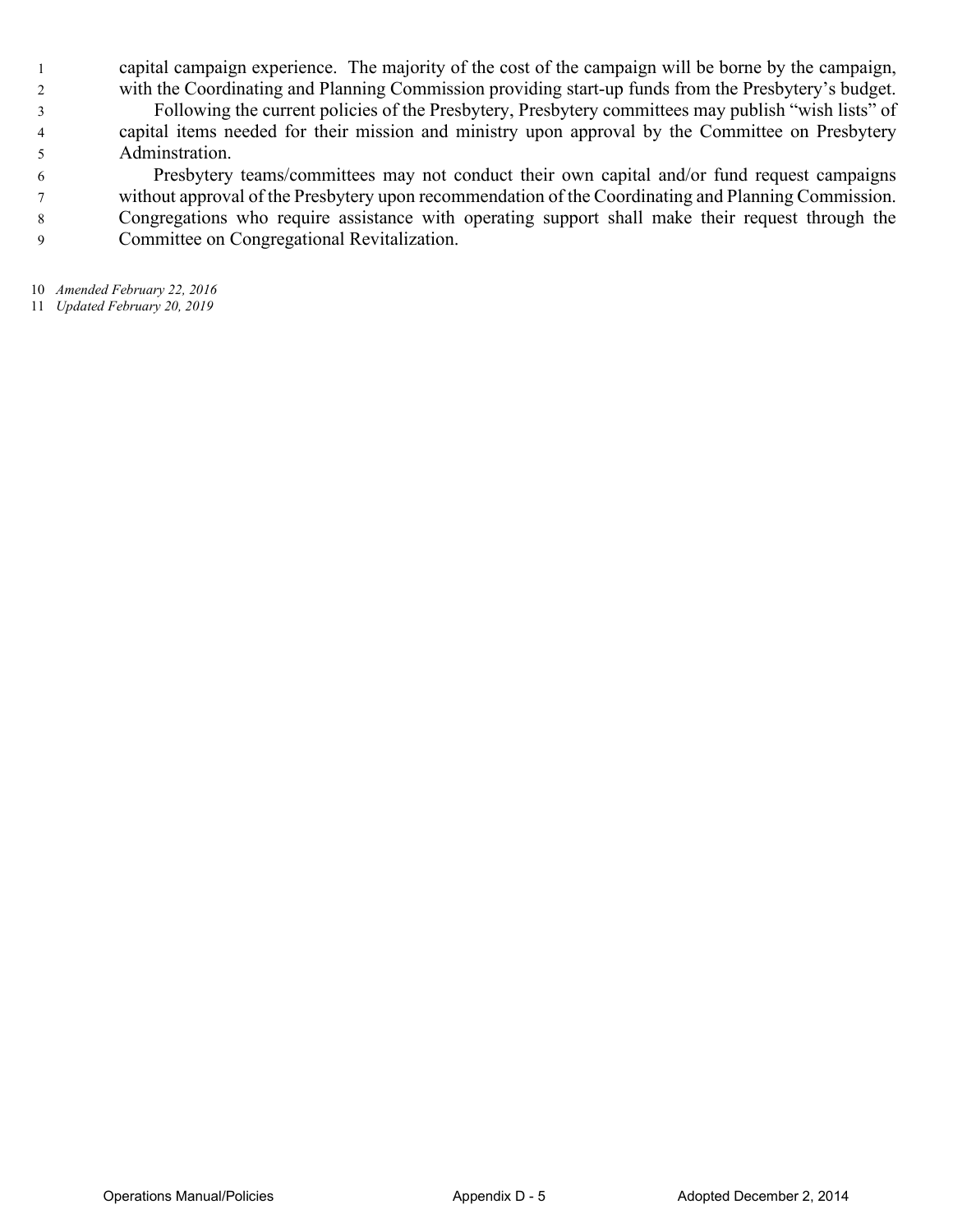capital campaign experience. The majority of the cost of the campaign will be borne by the campaign, with the Coordinating and Planning Commission providing start-up funds from the Presbytery's budget.

Following the current policies of the Presbytery, Presbytery committees may publish "wish lists" of capital items needed for their mission and ministry upon approval by the Committee on Presbytery Adminstration.

Presbytery teams/committees may not conduct their own capital and/or fund request campaigns without approval of the Presbytery upon recommendation of the Coordinating and Planning Commission. Congregations who require assistance with operating support shall make their request through the Committee on Congregational Revitalization.

*Amended February 22, 2016*
*Updated February 20, 2019*